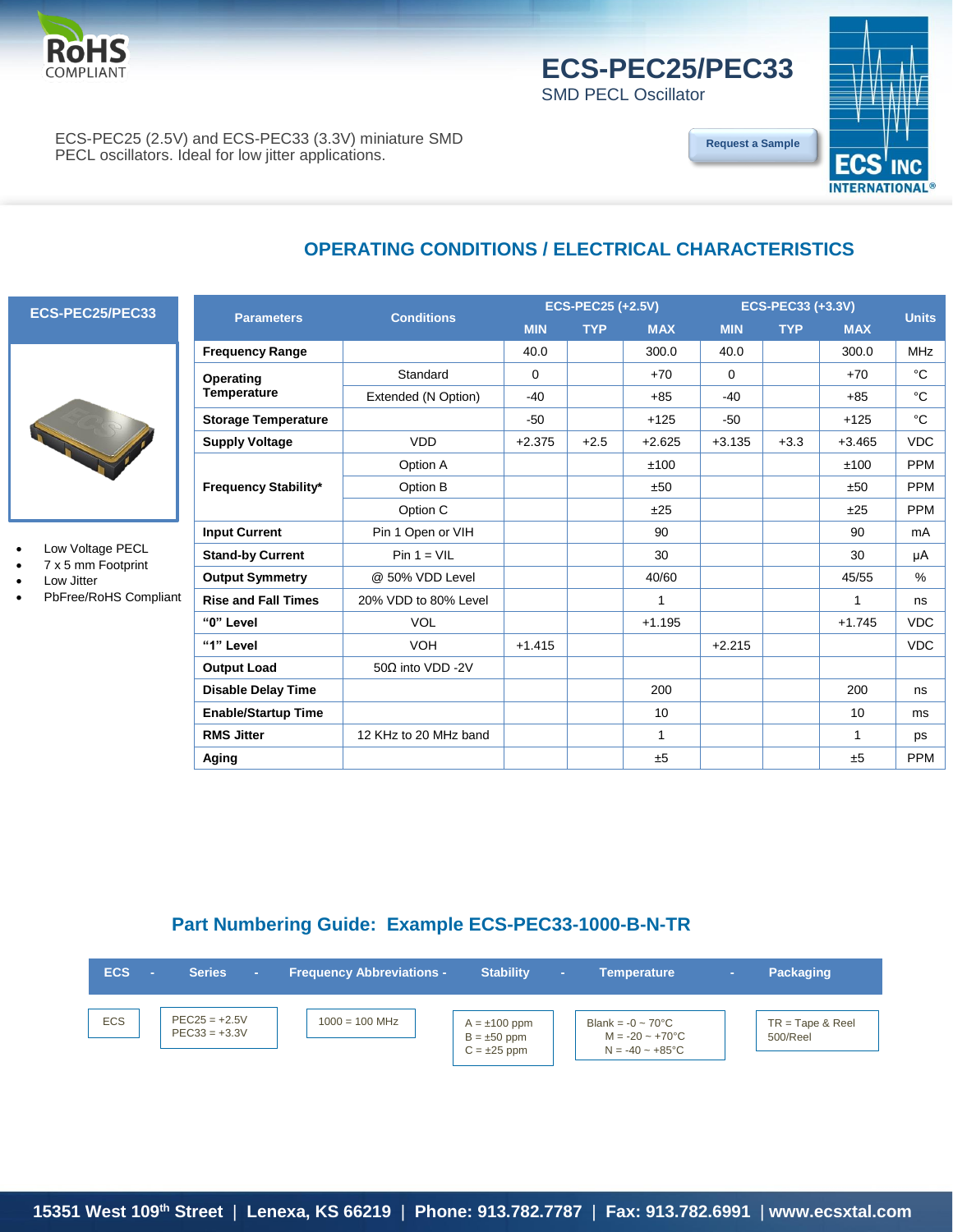RoHS COMPLIANT

# ECS-PEC25/PEC33

SMD PECL Oscillator

ECS-PEC25 (2.5V) and ECS-PEC33 (3.3V) miniature SMD PECL oscillators. Ideal for low jitter applications.

Request a Sample

## OPERATING CONDITIONS / ELECTRICAL CHARACTERISTICS

**ECS-PEC25/PEC33**

- Low Voltage PECL
- 7 x 5 mm Footprint
- Low Jitter
- PbFree/RoHS Compliant

| Parameters | Conditions | ECS-PEC25 (+2.5V) | | | ECS-PEC33 (+3.3V) | | | Units |
|---|---|---|---|---|---|---|---|---|
| | | MIN | TYP | MAX | MIN | TYP | MAX | |
| **Frequency Range** | | 40.0 | | 300.0 | 40.0 | | 300.0 | MHz |
| **Operating Temperature** | Standard | 0 | | +70 | 0 | | +70 | °C |
| | Extended (N Option) | -40 | | +85 | -40 | | +85 | °C |
| **Storage Temperature** | | -50 | | +125 | -50 | | +125 | °C |
| **Supply Voltage** | VDD | +2.375 | +2.5 | +2.625 | +3.135 | +3.3 | +3.465 | VDC |
| **Frequency Stability*** | Option A | | | ±100 | | | ±100 | PPM |
| | Option B | | | ±50 | | | ±50 | PPM |
| | Option C | | | ±25 | | | ±25 | PPM |
| **Input Current** | Pin 1 Open or VIH | | | 90 | | | 90 | mA |
| **Stand-by Current** | Pin 1 = VIL | | | 30 | | | 30 | μA |
| **Output Symmetry** | @ 50% VDD Level | | | 40/60 | | | 45/55 | % |
| **Rise and Fall Times** | 20% VDD to 80% Level | | | 1 | | | 1 | ns |
| **"0" Level** | VOL | | | +1.195 | | | +1.745 | VDC |
| **"1" Level** | VOH | +1.415 | | | +2.215 | | | VDC |
| **Output Load** | 50Ω into VDD -2V | | | | | | | |
| **Disable Delay Time** | | | | 200 | | | 200 | ns |
| **Enable/Startup Time** | | | | 10 | | | 10 | ms |
| **RMS Jitter** | 12 KHz to 20 MHz band | | | 1 | | | 1 | ps |
| **Aging** | | | | ±5 | | | ±5 | PPM |

## Part Numbering Guide: Example ECS-PEC33-1000-B-N-TR

| ECS | Series | Frequency Abbreviations | Stability | Temperature | Packaging |
|---|---|---|---|---|---|
| ECS | PEC25 = +2.5V<br>PEC33 = +3.3V | 1000 = 100 MHz | A = ±100 ppm<br>B = ±50 ppm<br>C = ±25 ppm | Blank = -0 ~ 70°C<br>M = -20 ~ +70°C<br>N = -40 ~ +85°C | TR = Tape & Reel 500/Reel |

15351 West 109th Street | Lenexa, KS 66219 | Phone: 913.782.7787 | Fax: 913.782.6991 | www.ecsxtal.com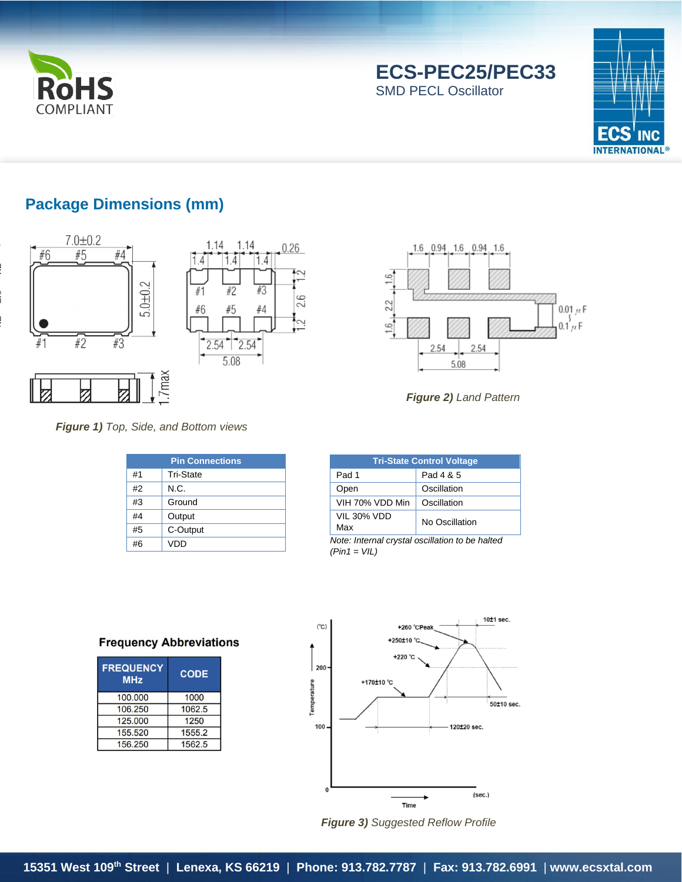# ECS-PEC25/PEC33

SMD PECL Oscillator

## Package Dimensions (mm)

***Figure 1)*** *Top, Side, and Bottom views*

***Figure 2)*** *Land Pattern*

| Pin Connections | |
|---|---|
| #1 | Tri-State |
| #2 | N.C. |
| #3 | Ground |
| #4 | Output |
| #5 | C-Output |
| #6 | VDD |

| Tri-State Control Voltage | |
|---|---|
| Pad 1 | Pad 4 & 5 |
| Open | Oscillation |
| VIH 70% VDD Min | Oscillation |
| VIL 30% VDD Max | No Oscillation |

*Note: Internal crystal oscillation to be halted (Pin1 = VIL)*

**Frequency Abbreviations**

| FREQUENCY MHz | CODE |
|---|---|
| 100.000 | 1000 |
| 106.250 | 1062.5 |
| 125.000 | 1250 |
| 155.520 | 1555.2 |
| 156.250 | 1562.5 |

***Figure 3)*** *Suggested Reflow Profile*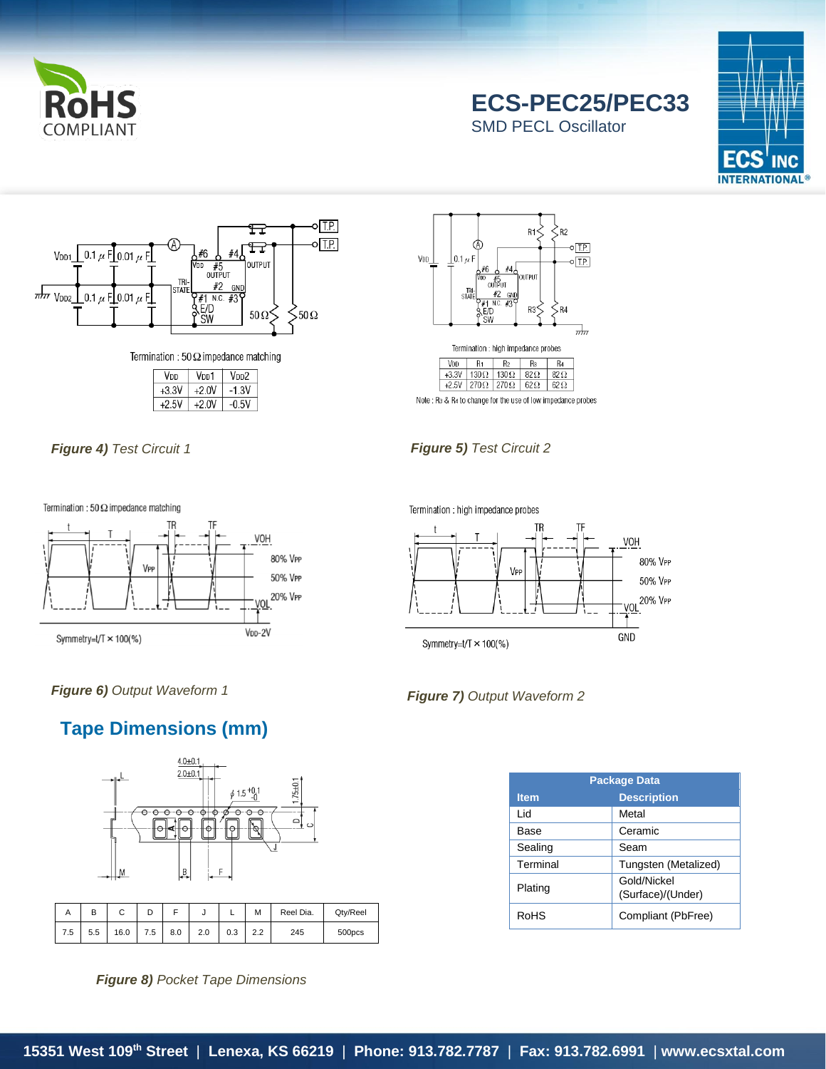# ECS-PEC25/PEC33

SMD PECL Oscillator

Termination : 50Ω impedance matching

| VDD | VDD1 | VDD2 |
|---|---|---|
| +3.3V | +2.0V | -1.3V |
| +2.5V | +2.0V | -0.5V |

***Figure 4)*** *Test Circuit 1*

Termination : high impedance probes

| VDD | R1 | R2 | R3 | R4 |
|---|---|---|---|---|
| +3.3V | 130Ω | 130Ω | 82Ω | 82Ω |
| +2.5V | 270Ω | 270Ω | 62Ω | 62Ω |

Note : R3 & R4 to change for the use of low impedance probes

***Figure 5)*** *Test Circuit 2*

Termination : 50Ω impedance matching

Symmetry=t/T × 100(%)

***Figure 6)*** *Output Waveform 1*

Termination : high impedance probes

Symmetry=t/T × 100(%)

***Figure 7)*** *Output Waveform 2*

## Tape Dimensions (mm)

| A | B | C | D | F | J | L | M | Reel Dia. | Qty/Reel |
|---|---|---|---|---|---|---|---|---|---|
| 7.5 | 5.5 | 16.0 | 7.5 | 8.0 | 2.0 | 0.3 | 2.2 | 245 | 500pcs |

***Figure 8)*** *Pocket Tape Dimensions*

| Package Data | |
|---|---|
| **Item** | **Description** |
| Lid | Metal |
| Base | Ceramic |
| Sealing | Seam |
| Terminal | Tungsten (Metalized) |
| Plating | Gold/Nickel (Surface)/(Under) |
| RoHS | Compliant (PbFree) |